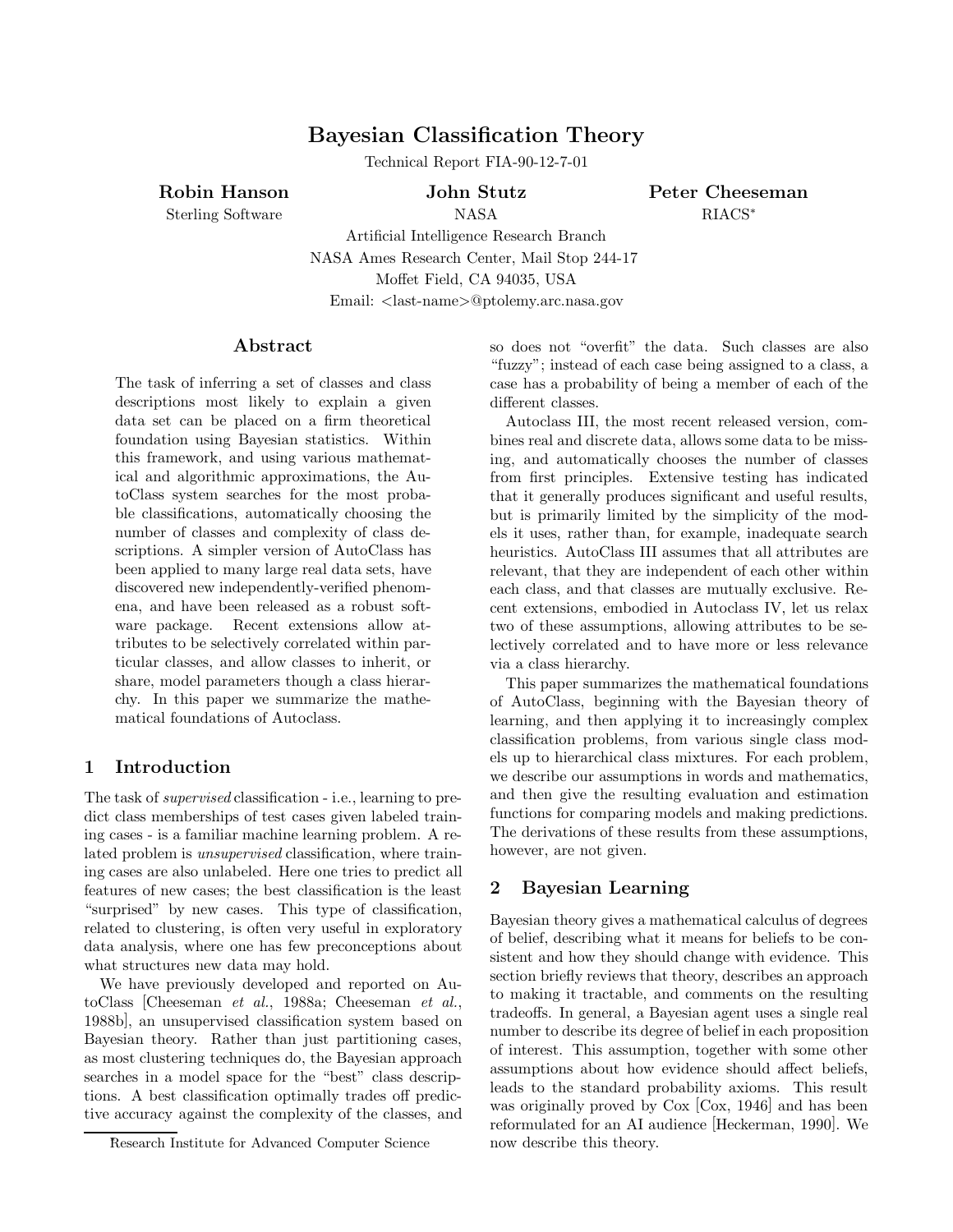# Bayesian Classification Theory

Technical Report FIA-90-12-7-01

**Robin Hanson**
Sterling Software

**John Stutz**
NASA

**Peter Cheeseman**
RIACS*

Artificial Intelligence Research Branch
NASA Ames Research Center, Mail Stop 244-17
Moffet Field, CA 94035, USA
Email: <last-name>@ptolemy.arc.nasa.gov

## Abstract

The task of inferring a set of classes and class descriptions most likely to explain a given data set can be placed on a firm theoretical foundation using Bayesian statistics. Within this framework, and using various mathematical and algorithmic approximations, the AutoClass system searches for the most probable classifications, automatically choosing the number of classes and complexity of class descriptions. A simpler version of AutoClass has been applied to many large real data sets, have discovered new independently-verified phenomena, and have been released as a robust software package. Recent extensions allow attributes to be selectively correlated within particular classes, and allow classes to inherit, or share, model parameters though a class hierarchy. In this paper we summarize the mathematical foundations of Autoclass.

## 1 Introduction

The task of *supervised* classification - i.e., learning to predict class memberships of test cases given labeled training cases - is a familiar machine learning problem. A related problem is *unsupervised* classification, where training cases are also unlabeled. Here one tries to predict all features of new cases; the best classification is the least "surprised" by new cases. This type of classification, related to clustering, is often very useful in exploratory data analysis, where one has few preconceptions about what structures new data may hold.

We have previously developed and reported on AutoClass [Cheeseman *et al.*, 1988a; Cheeseman *et al.*, 1988b], an unsupervised classification system based on Bayesian theory. Rather than just partitioning cases, as most clustering techniques do, the Bayesian approach searches in a model space for the "best" class descriptions. A best classification optimally trades off predictive accuracy against the complexity of the classes, and so does not "overfit" the data. Such classes are also "fuzzy"; instead of each case being assigned to a class, a case has a probability of being a member of each of the different classes.

Autoclass III, the most recent released version, combines real and discrete data, allows some data to be missing, and automatically chooses the number of classes from first principles. Extensive testing has indicated that it generally produces significant and useful results, but is primarily limited by the simplicity of the models it uses, rather than, for example, inadequate search heuristics. AutoClass III assumes that all attributes are relevant, that they are independent of each other within each class, and that classes are mutually exclusive. Recent extensions, embodied in Autoclass IV, let us relax two of these assumptions, allowing attributes to be selectively correlated and to have more or less relevance via a class hierarchy.

This paper summarizes the mathematical foundations of AutoClass, beginning with the Bayesian theory of learning, and then applying it to increasingly complex classification problems, from various single class models up to hierarchical class mixtures. For each problem, we describe our assumptions in words and mathematics, and then give the resulting evaluation and estimation functions for comparing models and making predictions. The derivations of these results from these assumptions, however, are not given.

## 2 Bayesian Learning

Bayesian theory gives a mathematical calculus of degrees of belief, describing what it means for beliefs to be consistent and how they should change with evidence. This section briefly reviews that theory, describes an approach to making it tractable, and comments on the resulting tradeoffs. In general, a Bayesian agent uses a single real number to describe its degree of belief in each proposition of interest. This assumption, together with some other assumptions about how evidence should affect beliefs, leads to the standard probability axioms. This result was originally proved by Cox [Cox, 1946] and has been reformulated for an AI audience [Heckerman, 1990]. We now describe this theory.

*Research Institute for Advanced Computer Science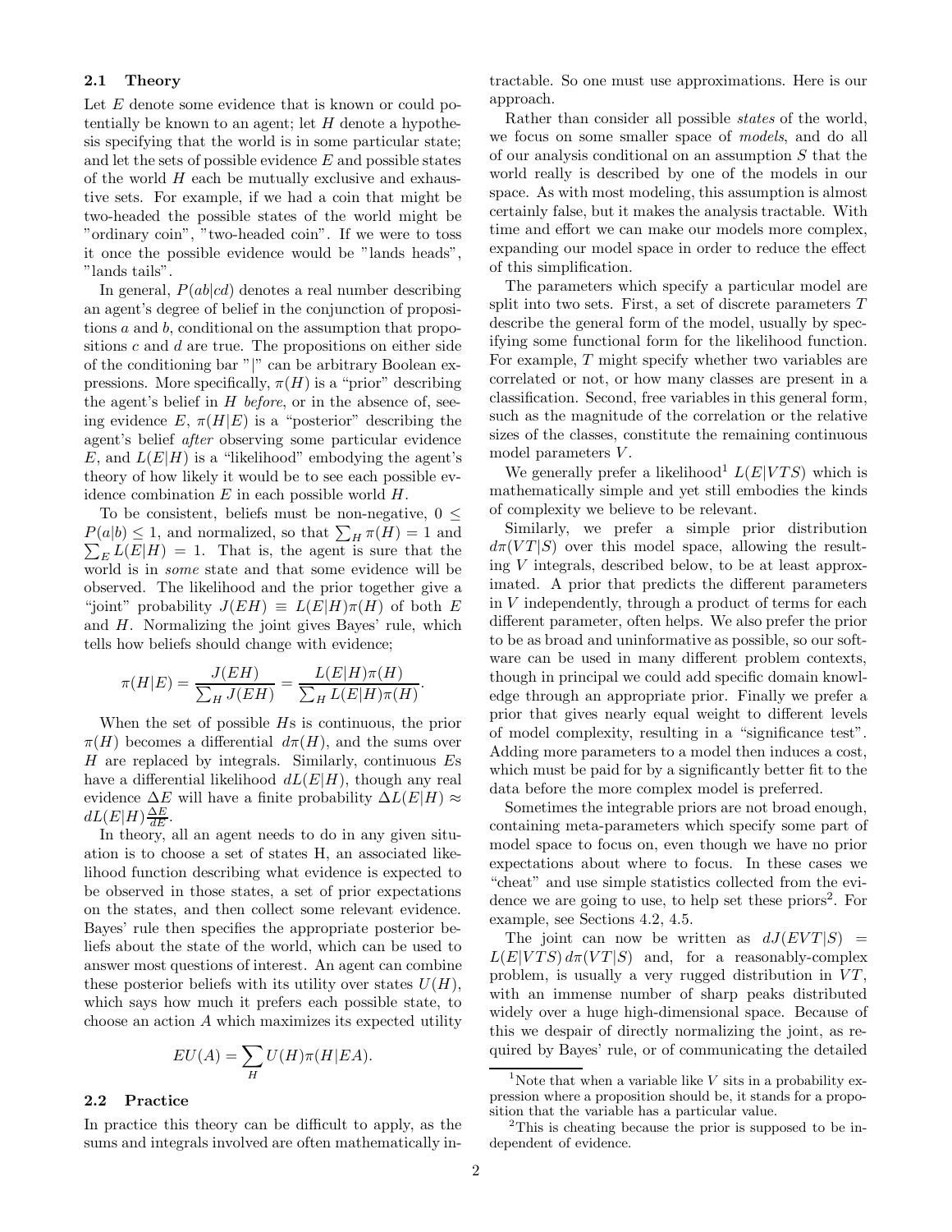### 2.1 Theory

Let $E$ denote some evidence that is known or could potentially be known to an agent; let $H$ denote a hypothesis specifying that the world is in some particular state; and let the sets of possible evidence $E$ and possible states of the world $H$ each be mutually exclusive and exhaustive sets. For example, if we had a coin that might be two-headed the possible states of the world might be "ordinary coin", "two-headed coin". If we were to toss it once the possible evidence would be "lands heads", "lands tails".

In general, $P(ab|cd)$ denotes a real number describing an agent's degree of belief in the conjunction of propositions $a$ and $b$, conditional on the assumption that propositions $c$ and $d$ are true. The propositions on either side of the conditioning bar "|" can be arbitrary Boolean expressions. More specifically, $\pi(H)$ is a "prior" describing the agent's belief in $H$ *before*, or in the absence of, seeing evidence $E$, $\pi(H|E)$ is a "posterior" describing the agent's belief *after* observing some particular evidence $E$, and $L(E|H)$ is a "likelihood" embodying the agent's theory of how likely it would be to see each possible evidence combination $E$ in each possible world $H$.

To be consistent, beliefs must be non-negative, $0 \leq P(a|b) \leq 1$, and normalized, so that $\sum_H \pi(H) = 1$ and $\sum_E L(E|H) = 1$. That is, the agent is sure that the world is in *some* state and that some evidence will be observed. The likelihood and the prior together give a "joint" probability $J(EH) \equiv L(E|H)\pi(H)$ of both $E$ and $H$. Normalizing the joint gives Bayes' rule, which tells how beliefs should change with evidence;

$$\pi(H|E) = \frac{J(EH)}{\sum_H J(EH)} = \frac{L(E|H)\pi(H)}{\sum_H L(E|H)\pi(H)}.$$

When the set of possible $H$s is continuous, the prior $\pi(H)$ becomes a differential $d\pi(H)$, and the sums over $H$ are replaced by integrals. Similarly, continuous $E$s have a differential likelihood $dL(E|H)$, though any real evidence $\Delta E$ will have a finite probability $\Delta L(E|H) \approx dL(E|H)\frac{\Delta E}{dE}$.

In theory, all an agent needs to do in any given situation is to choose a set of states H, an associated likelihood function describing what evidence is expected to be observed in those states, a set of prior expectations on the states, and then collect some relevant evidence. Bayes' rule then specifies the appropriate posterior beliefs about the state of the world, which can be used to answer most questions of interest. An agent can combine these posterior beliefs with its utility over states $U(H)$, which says how much it prefers each possible state, to choose an action $A$ which maximizes its expected utility

$$EU(A) = \sum_H U(H)\pi(H|EA).$$

### 2.2 Practice

In practice this theory can be difficult to apply, as the sums and integrals involved are often mathematically intractable. So one must use approximations. Here is our approach.

Rather than consider all possible *states* of the world, we focus on some smaller space of *models*, and do all of our analysis conditional on an assumption $S$ that the world really is described by one of the models in our space. As with most modeling, this assumption is almost certainly false, but it makes the analysis tractable. With time and effort we can make our models more complex, expanding our model space in order to reduce the effect of this simplification.

The parameters which specify a particular model are split into two sets. First, a set of discrete parameters $T$ describe the general form of the model, usually by specifying some functional form for the likelihood function. For example, $T$ might specify whether two variables are correlated or not, or how many classes are present in a classification. Second, free variables in this general form, such as the magnitude of the correlation or the relative sizes of the classes, constitute the remaining continuous model parameters $V$.

We generally prefer a likelihood[1] $L(E|VTS)$ which is mathematically simple and yet still embodies the kinds of complexity we believe to be relevant.

Similarly, we prefer a simple prior distribution $d\pi(VT|S)$ over this model space, allowing the resulting $V$ integrals, described below, to be at least approximated. A prior that predicts the different parameters in $V$ independently, through a product of terms for each different parameter, often helps. We also prefer the prior to be as broad and uninformative as possible, so our software can be used in many different problem contexts, though in principal we could add specific domain knowledge through an appropriate prior. Finally we prefer a prior that gives nearly equal weight to different levels of model complexity, resulting in a "significance test". Adding more parameters to a model then induces a cost, which must be paid for by a significantly better fit to the data before the more complex model is preferred.

Sometimes the integrable priors are not broad enough, containing meta-parameters which specify some part of model space to focus on, even though we have no prior expectations about where to focus. In these cases we "cheat" and use simple statistics collected from the evidence we are going to use, to help set these priors[2]. For example, see Sections 4.2, 4.5.

The joint can now be written as $dJ(EVT|S) = L(E|VTS)\, d\pi(VT|S)$ and, for a reasonably-complex problem, is usually a very rugged distribution in $VT$, with an immense number of sharp peaks distributed widely over a huge high-dimensional space. Because of this we despair of directly normalizing the joint, as required by Bayes' rule, or of communicating the detailed

[1] Note that when a variable like $V$ sits in a probability expression where a proposition should be, it stands for a proposition that the variable has a particular value.

[2] This is cheating because the prior is supposed to be independent of evidence.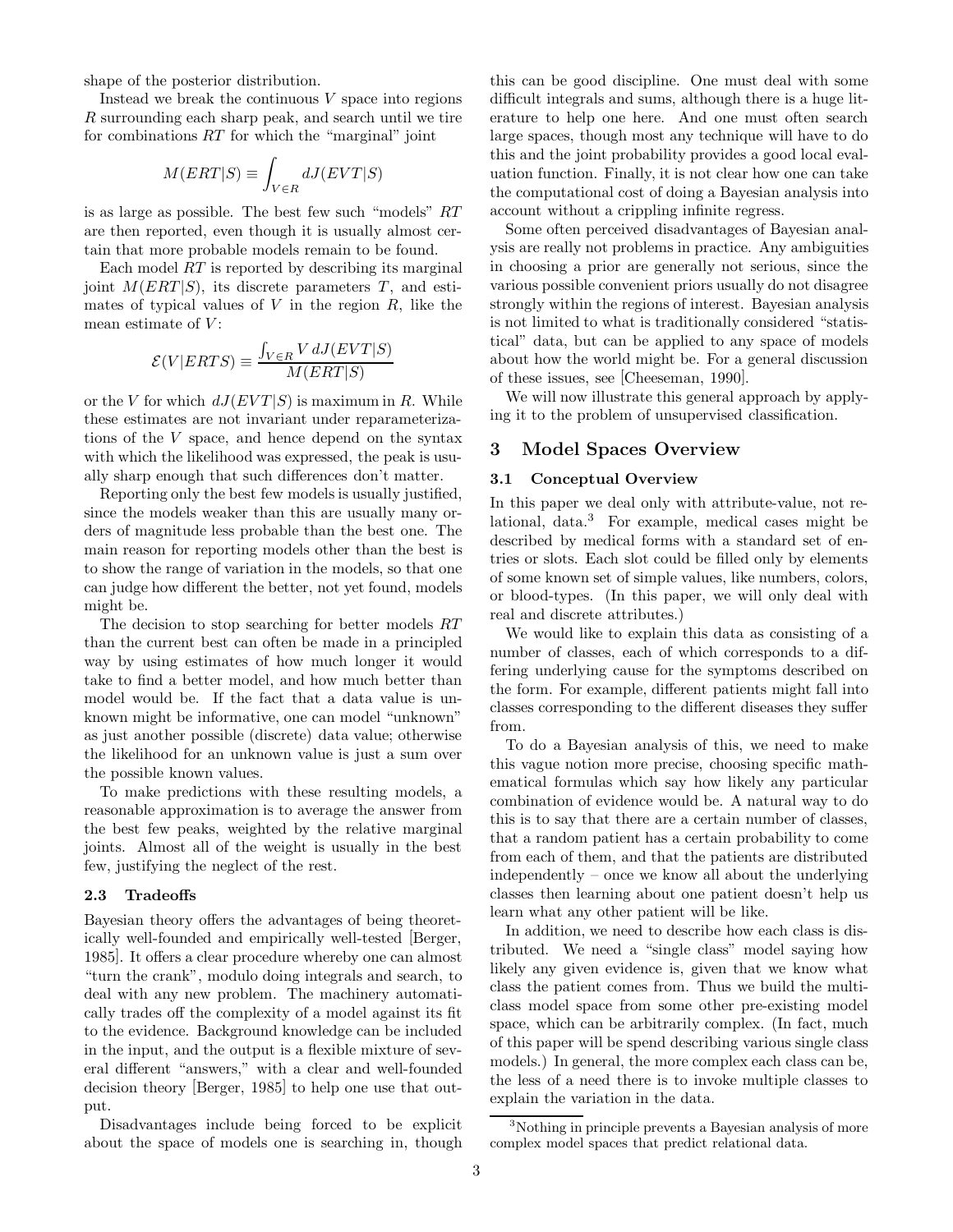shape of the posterior distribution.

Instead we break the continuous $V$ space into regions $R$ surrounding each sharp peak, and search until we tire for combinations $RT$ for which the "marginal" joint

$$M(ERT|S) \equiv \int_{V \in R} dJ(EVT|S)$$

is as large as possible. The best few such "models" $RT$ are then reported, even though it is usually almost certain that more probable models remain to be found.

Each model $RT$ is reported by describing its marginal joint $M(ERT|S)$, its discrete parameters $T$, and estimates of typical values of $V$ in the region $R$, like the mean estimate of $V$:

$$\mathcal{E}(V|ERTS) \equiv \frac{\int_{V \in R} V \, dJ(EVT|S)}{M(ERT|S)}$$

or the $V$ for which $dJ(EVT|S)$ is maximum in $R$. While these estimates are not invariant under reparameterizations of the $V$ space, and hence depend on the syntax with which the likelihood was expressed, the peak is usually sharp enough that such differences don't matter.

Reporting only the best few models is usually justified, since the models weaker than this are usually many orders of magnitude less probable than the best one. The main reason for reporting models other than the best is to show the range of variation in the models, so that one can judge how different the better, not yet found, models might be.

The decision to stop searching for better models $RT$ than the current best can often be made in a principled way by using estimates of how much longer it would take to find a better model, and how much better than model would be. If the fact that a data value is unknown might be informative, one can model "unknown" as just another possible (discrete) data value; otherwise the likelihood for an unknown value is just a sum over the possible known values.

To make predictions with these resulting models, a reasonable approximation is to average the answer from the best few peaks, weighted by the relative marginal joints. Almost all of the weight is usually in the best few, justifying the neglect of the rest.

### 2.3 Tradeoffs

Bayesian theory offers the advantages of being theoretically well-founded and empirically well-tested [Berger, 1985]. It offers a clear procedure whereby one can almost "turn the crank", modulo doing integrals and search, to deal with any new problem. The machinery automatically trades off the complexity of a model against its fit to the evidence. Background knowledge can be included in the input, and the output is a flexible mixture of several different "answers," with a clear and well-founded decision theory [Berger, 1985] to help one use that output.

Disadvantages include being forced to be explicit about the space of models one is searching in, though this can be good discipline. One must deal with some difficult integrals and sums, although there is a huge literature to help one here. And one must often search large spaces, though most any technique will have to do this and the joint probability provides a good local evaluation function. Finally, it is not clear how one can take the computational cost of doing a Bayesian analysis into account without a crippling infinite regress.

Some often perceived disadvantages of Bayesian analysis are really not problems in practice. Any ambiguities in choosing a prior are generally not serious, since the various possible convenient priors usually do not disagree strongly within the regions of interest. Bayesian analysis is not limited to what is traditionally considered "statistical" data, but can be applied to any space of models about how the world might be. For a general discussion of these issues, see [Cheeseman, 1990].

We will now illustrate this general approach by applying it to the problem of unsupervised classification.

## 3 Model Spaces Overview

### 3.1 Conceptual Overview

In this paper we deal only with attribute-value, not relational, data.[3] For example, medical cases might be described by medical forms with a standard set of entries or slots. Each slot could be filled only by elements of some known set of simple values, like numbers, colors, or blood-types. (In this paper, we will only deal with real and discrete attributes.)

We would like to explain this data as consisting of a number of classes, each of which corresponds to a differing underlying cause for the symptoms described on the form. For example, different patients might fall into classes corresponding to the different diseases they suffer from.

To do a Bayesian analysis of this, we need to make this vague notion more precise, choosing specific mathematical formulas which say how likely any particular combination of evidence would be. A natural way to do this is to say that there are a certain number of classes, that a random patient has a certain probability to come from each of them, and that the patients are distributed independently – once we know all about the underlying classes then learning about one patient doesn't help us learn what any other patient will be like.

In addition, we need to describe how each class is distributed. We need a "single class" model saying how likely any given evidence is, given that we know what class the patient comes from. Thus we build the multiclass model space from some other pre-existing model space, which can be arbitrarily complex. (In fact, much of this paper will be spend describing various single class models.) In general, the more complex each class can be, the less of a need there is to invoke multiple classes to explain the variation in the data.

[3] Nothing in principle prevents a Bayesian analysis of more complex model spaces that predict relational data.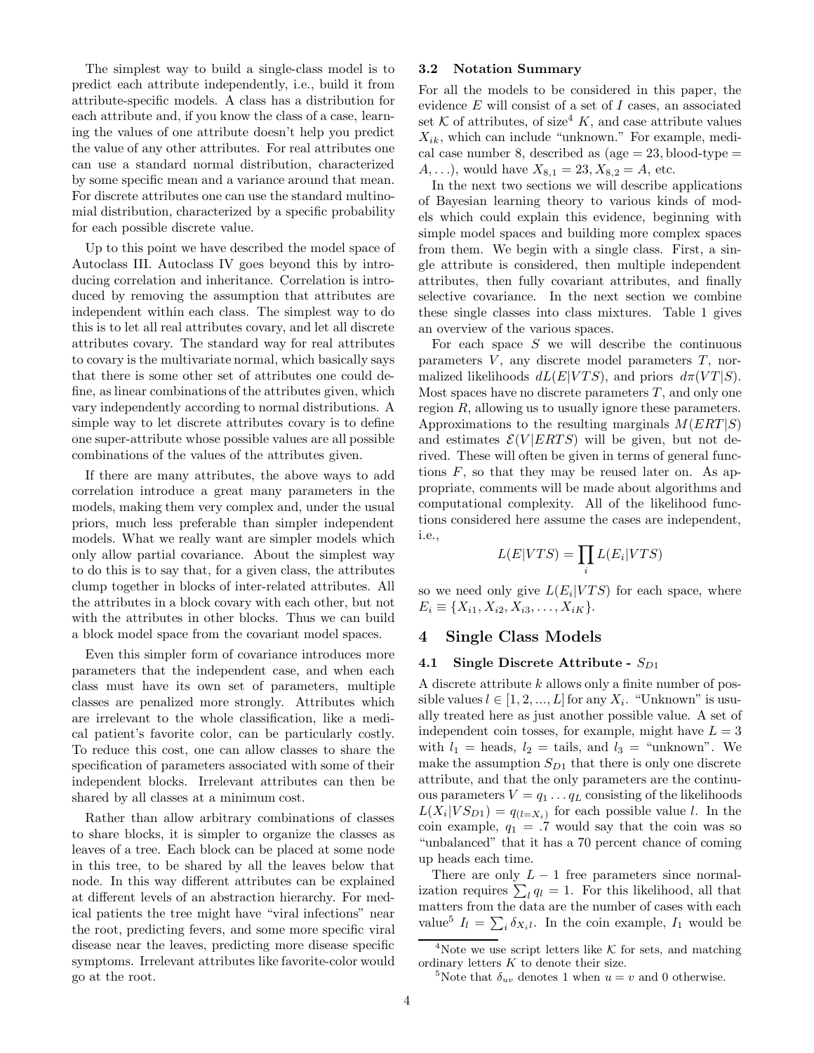The simplest way to build a single-class model is to predict each attribute independently, i.e., build it from attribute-specific models. A class has a distribution for each attribute and, if you know the class of a case, learning the values of one attribute doesn't help you predict the value of any other attributes. For real attributes one can use a standard normal distribution, characterized by some specific mean and a variance around that mean. For discrete attributes one can use the standard multinomial distribution, characterized by a specific probability for each possible discrete value.

Up to this point we have described the model space of Autoclass III. Autoclass IV goes beyond this by introducing correlation and inheritance. Correlation is introduced by removing the assumption that attributes are independent within each class. The simplest way to do this is to let all real attributes covary, and let all discrete attributes covary. The standard way for real attributes to covary is the multivariate normal, which basically says that there is some other set of attributes one could define, as linear combinations of the attributes given, which vary independently according to normal distributions. A simple way to let discrete attributes covary is to define one super-attribute whose possible values are all possible combinations of the values of the attributes given.

If there are many attributes, the above ways to add correlation introduce a great many parameters in the models, making them very complex and, under the usual priors, much less preferable than simpler independent models. What we really want are simpler models which only allow partial covariance. About the simplest way to do this is to say that, for a given class, the attributes clump together in blocks of inter-related attributes. All the attributes in a block covary with each other, but not with the attributes in other blocks. Thus we can build a block model space from the covariant model spaces.

Even this simpler form of covariance introduces more parameters that the independent case, and when each class must have its own set of parameters, multiple classes are penalized more strongly. Attributes which are irrelevant to the whole classification, like a medical patient's favorite color, can be particularly costly. To reduce this cost, one can allow classes to share the specification of parameters associated with some of their independent blocks. Irrelevant attributes can then be shared by all classes at a minimum cost.

Rather than allow arbitrary combinations of classes to share blocks, it is simpler to organize the classes as leaves of a tree. Each block can be placed at some node in this tree, to be shared by all the leaves below that node. In this way different attributes can be explained at different levels of an abstraction hierarchy. For medical patients the tree might have "viral infections" near the root, predicting fevers, and some more specific viral disease near the leaves, predicting more disease specific symptoms. Irrelevant attributes like favorite-color would go at the root.

### 3.2 Notation Summary

For all the models to be considered in this paper, the evidence $E$ will consist of a set of $I$ cases, an associated set $\mathcal{K}$ of attributes, of size[4] $K$, and case attribute values $X_{ik}$, which can include "unknown." For example, medical case number 8, described as (age $= 23$, blood-type $= A, \ldots$), would have $X_{8,1} = 23, X_{8,2} = A$, etc.

In the next two sections we will describe applications of Bayesian learning theory to various kinds of models which could explain this evidence, beginning with simple model spaces and building more complex spaces from them. We begin with a single class. First, a single attribute is considered, then multiple independent attributes, then fully covariant attributes, and finally selective covariance. In the next section we combine these single classes into class mixtures. Table 1 gives an overview of the various spaces.

For each space $S$ we will describe the continuous parameters $V$, any discrete model parameters $T$, normalized likelihoods $dL(E|VTS)$, and priors $d\pi(VT|S)$. Most spaces have no discrete parameters $T$, and only one region $R$, allowing us to usually ignore these parameters. Approximations to the resulting marginals $M(ERT|S)$ and estimates $\mathcal{E}(V|ERTS)$ will be given, but not derived. These will often be given in terms of general functions $F$, so that they may be reused later on. As appropriate, comments will be made about algorithms and computational complexity. All of the likelihood functions considered here assume the cases are independent, i.e.,

$$L(E|VTS) = \prod_i L(E_i|VTS)$$

so we need only give $L(E_i|VTS)$ for each space, where $E_i \equiv \{X_{i1}, X_{i2}, X_{i3}, \ldots, X_{iK}\}$.

## 4 Single Class Models

### 4.1 Single Discrete Attribute - $S_{D1}$

A discrete attribute $k$ allows only a finite number of possible values $l \in [1, 2, ..., L]$ for any $X_i$. "Unknown" is usually treated here as just another possible value. A set of independent coin tosses, for example, might have $L = 3$ with $l_1 =$ heads, $l_2 =$ tails, and $l_3 =$ "unknown". We make the assumption $S_{D1}$ that there is only one discrete attribute, and that the only parameters are the continuous parameters $V = q_1 \ldots q_L$ consisting of the likelihoods $L(X_i|VS_{D1}) = q_{(l=X_i)}$ for each possible value $l$. In the coin example, $q_1 = .7$ would say that the coin was so "unbalanced" that it has a 70 percent chance of coming up heads each time.

There are only $L-1$ free parameters since normalization requires $\sum_l q_l = 1$. For this likelihood, all that matters from the data are the number of cases with each value[5] $I_l = \sum_i \delta_{X_i l}$. In the coin example, $I_1$ would be

[4] Note we use script letters like $\mathcal{K}$ for sets, and matching ordinary letters $K$ to denote their size.

[5] Note that $\delta_{uv}$ denotes 1 when $u = v$ and 0 otherwise.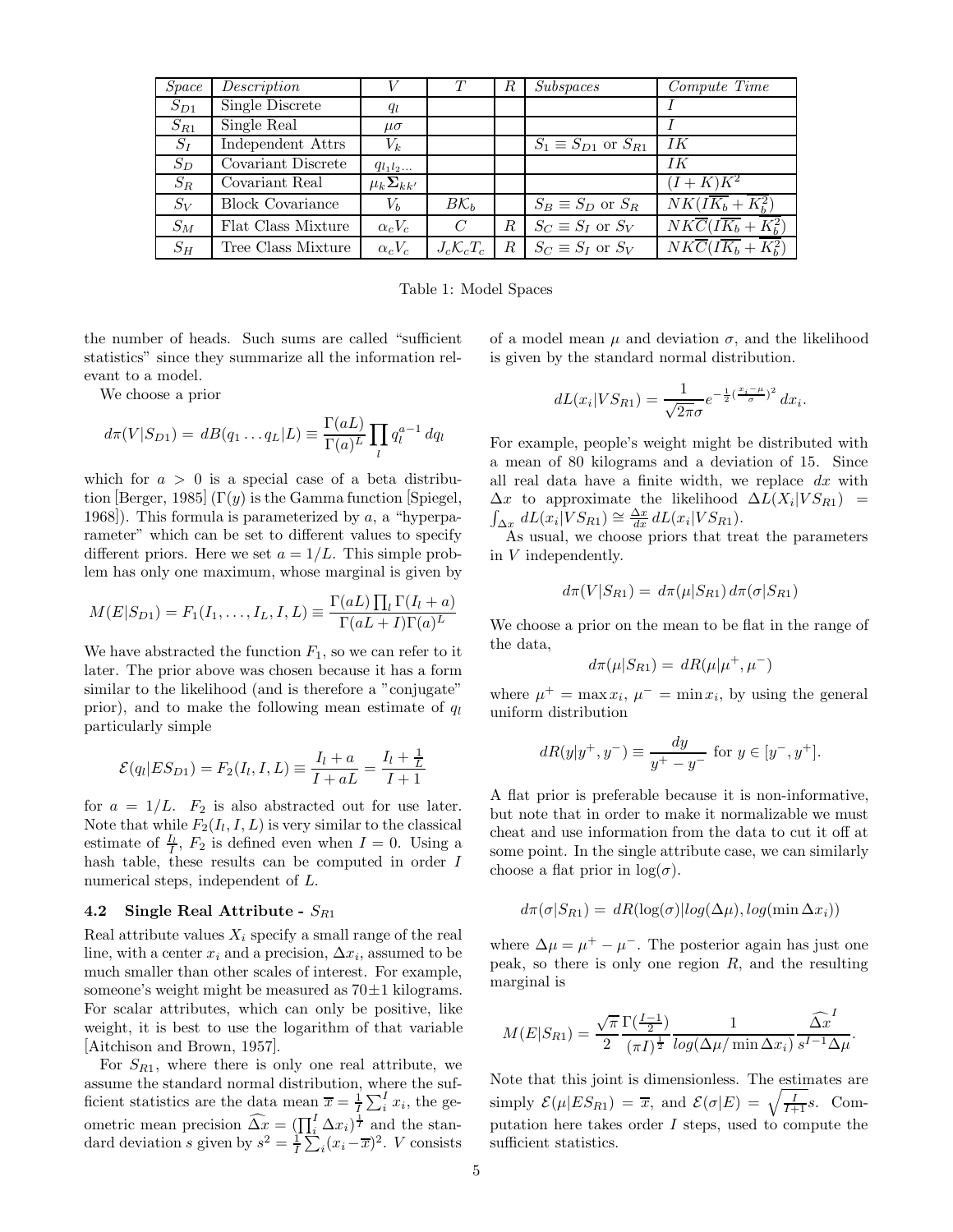| *Space* | *Description* | $V$ | $T$ | $R$ | *Subspaces* | *Compute Time* |
|---|---|---|---|---|---|---|
| $S_{D1}$ | Single Discrete | $q_l$ | | | | $I$ |
| $S_{R1}$ | Single Real | $\mu\sigma$ | | | | $I$ |
| $S_I$ | Independent Attrs | $V_k$ | | | $S_1 \equiv S_{D1}$ or $S_{R1}$ | $IK$ |
| $S_D$ | Covariant Discrete | $q_{l_1 l_2 \ldots}$ | | | | $IK$ |
| $S_R$ | Covariant Real | $\mu_k \mathbf{\Sigma}_{kk'}$ | | | | $(I+K)K^2$ |
| $S_V$ | Block Covariance | $V_b$ | $B\mathcal{K}_b$ | | $S_B \equiv S_D$ or $S_R$ | $NK(I\overline{K_b} + \overline{K_b^2})$ |
| $S_M$ | Flat Class Mixture | $\alpha_c V_c$ | $C$ | $R$ | $S_C \equiv S_I$ or $S_V$ | $NK\overline{C}(I\overline{K_b} + \overline{K_b^2})$ |
| $S_H$ | Tree Class Mixture | $\alpha_c V_c$ | $J_c \mathcal{K}_c T_c$ | $R$ | $S_C \equiv S_I$ or $S_V$ | $NK\overline{C}(I\overline{K_b} + \overline{K_b^2})$ |

Table 1: Model Spaces

the number of heads. Such sums are called "sufficient statistics" since they summarize all the information relevant to a model.

We choose a prior

$$d\pi(V|S_{D1}) = dB(q_1 \ldots q_L|L) \equiv \frac{\Gamma(aL)}{\Gamma(a)^L} \prod_l q_l^{a-1}\, dq_l$$

which for $a > 0$ is a special case of a beta distribution [Berger, 1985] ($\Gamma(y)$ is the Gamma function [Spiegel, 1968]). This formula is parameterized by $a$, a "hyperparameter" which can be set to different values to specify different priors. Here we set $a = 1/L$. This simple problem has only one maximum, whose marginal is given by

$$M(E|S_{D1}) = F_1(I_1, \ldots, I_L, I, L) \equiv \frac{\Gamma(aL) \prod_l \Gamma(I_l + a)}{\Gamma(aL + I)\Gamma(a)^L}$$

We have abstracted the function $F_1$, so we can refer to it later. The prior above was chosen because it has a form similar to the likelihood (and is therefore a "conjugate" prior), and to make the following mean estimate of $q_l$ particularly simple

$$\mathcal{E}(q_l|ES_{D1}) = F_2(I_l, I, L) \equiv \frac{I_l + a}{I + aL} = \frac{I_l + \frac{1}{L}}{I+1}$$

for $a = 1/L$. $F_2$ is also abstracted out for use later. Note that while $F_2(I_l, I, L)$ is very similar to the classical estimate of $\frac{I_l}{I}$, $F_2$ is defined even when $I = 0$. Using a hash table, these results can be computed in order $I$ numerical steps, independent of $L$.

### 4.2 Single Real Attribute - $S_{R1}$

Real attribute values $X_i$ specify a small range of the real line, with a center $x_i$ and a precision, $\Delta x_i$, assumed to be much smaller than other scales of interest. For example, someone's weight might be measured as $70 \pm 1$ kilograms. For scalar attributes, which can only be positive, like weight, it is best to use the logarithm of that variable [Aitchison and Brown, 1957].

For $S_{R1}$, where there is only one real attribute, we assume the standard normal distribution, where the sufficient statistics are the data mean $\overline{x} = \frac{1}{I}\sum_i^I x_i$, the geometric mean precision $\widehat{\Delta x} = (\prod_i^I \Delta x_i)^{\frac{1}{I}}$ and the standard deviation $s$ given by $s^2 = \frac{1}{I}\sum_i (x_i - \overline{x})^2$. $V$ consists of a model mean $\mu$ and deviation $\sigma$, and the likelihood is given by the standard normal distribution.

$$dL(x_i|VS_{R1}) = \frac{1}{\sqrt{2\pi}\sigma} e^{-\frac{1}{2}(\frac{x_i - \mu}{\sigma})^2}\, dx_i.$$

For example, people's weight might be distributed with a mean of 80 kilograms and a deviation of 15. Since all real data have a finite width, we replace $dx$ with $\Delta x$ to approximate the likelihood $\Delta L(X_i|VS_{R1}) = \int_{\Delta x} dL(x_i|VS_{R1}) \cong \frac{\Delta x}{dx}\, dL(x_i|VS_{R1})$.

As usual, we choose priors that treat the parameters in $V$ independently.

$$d\pi(V|S_{R1}) = d\pi(\mu|S_{R1})\, d\pi(\sigma|S_{R1})$$

We choose a prior on the mean to be flat in the range of the data,

$$d\pi(\mu|S_{R1}) = dR(\mu|\mu^+, \mu^-)$$

where $\mu^+ = \max x_i$, $\mu^- = \min x_i$, by using the general uniform distribution

$$dR(y|y^+, y^-) \equiv \frac{dy}{y^+ - y^-} \text{ for } y \in [y^-, y^+].$$

A flat prior is preferable because it is non-informative, but note that in order to make it normalizable we must cheat and use information from the data to cut it off at some point. In the single attribute case, we can similarly choose a flat prior in $\log(\sigma)$.

$$d\pi(\sigma|S_{R1}) = dR(\log(\sigma)|log(\Delta\mu), log(\min \Delta x_i))$$

where $\Delta\mu = \mu^+ - \mu^-$. The posterior again has just one peak, so there is only one region $R$, and the resulting marginal is

$$M(E|S_{R1}) = \frac{\sqrt{\pi}}{2} \frac{\Gamma(\frac{I-1}{2})}{(\pi I)^{\frac{1}{2}}} \frac{1}{log(\Delta\mu / \min \Delta x_i)} \frac{\widehat{\Delta x}^I}{s^{I-1}\Delta\mu}.$$

Note that this joint is dimensionless. The estimates are simply $\mathcal{E}(\mu|ES_{R1}) = \overline{x}$, and $\mathcal{E}(\sigma|E) = \sqrt{\frac{I}{I+1}}s$. Computation here takes order $I$ steps, used to compute the sufficient statistics.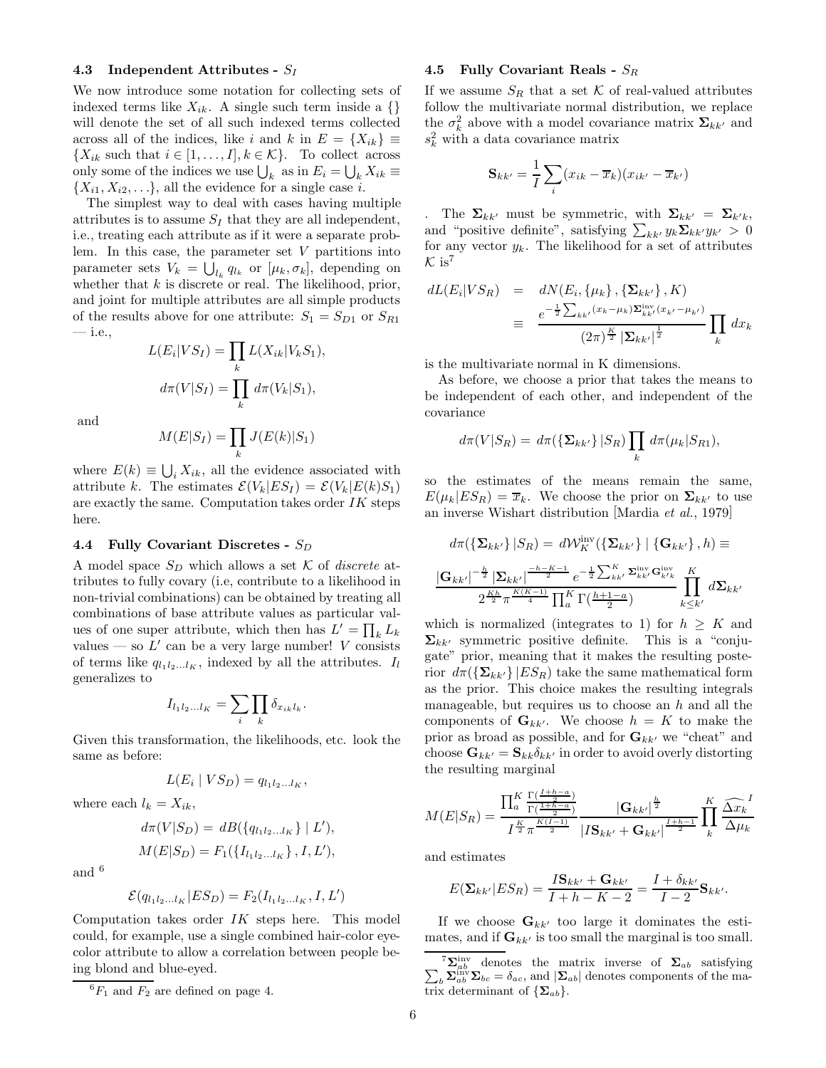### 4.3 Independent Attributes - $S_I$

We now introduce some notation for collecting sets of indexed terms like $X_{ik}$. A single such term inside a {} will denote the set of all such indexed terms collected across all of the indices, like $i$ and $k$ in $E = \{X_{ik}\} \equiv \{X_{ik}$ such that $i \in [1, \ldots, I], k \in \mathcal{K}\}$. To collect across only some of the indices we use $\bigcup_k$ as in $E_i = \bigcup_k X_{ik} \equiv \{X_{i1}, X_{i2}, \ldots\}$, all the evidence for a single case $i$.

The simplest way to deal with cases having multiple attributes is to assume $S_I$ that they are all independent, i.e., treating each attribute as if it were a separate problem. In this case, the parameter set $V$ partitions into parameter sets $V_k = \bigcup_{l_k} q_{l_k}$ or $[\mu_k, \sigma_k]$, depending on whether that $k$ is discrete or real. The likelihood, prior, and joint for multiple attributes are all simple products of the results above for one attribute: $S_1 = S_{D1}$ or $S_{R1}$ — i.e.,

$$L(E_i|VS_I) = \prod_k L(X_{ik}|V_k S_1),$$

$$d\pi(V|S_I) = \prod_k d\pi(V_k|S_1),$$

and

$$M(E|S_I) = \prod_k J(E(k)|S_1)$$

where $E(k) \equiv \bigcup_i X_{ik}$, all the evidence associated with attribute $k$. The estimates $\mathcal{E}(V_k|ES_I) = \mathcal{E}(V_k|E(k)S_1)$ are exactly the same. Computation takes order $IK$ steps here.

### 4.4 Fully Covariant Discretes - $S_D$

A model space $S_D$ which allows a set $\mathcal{K}$ of *discrete* attributes to fully covary (i.e, contribute to a likelihood in non-trivial combinations) can be obtained by treating all combinations of base attribute values as particular values of one super attribute, which then has $L' = \prod_k L_k$ values — so $L'$ can be a very large number! $V$ consists of terms like $q_{l_1 l_2 \ldots l_K}$, indexed by all the attributes. $I_l$ generalizes to

$$I_{l_1 l_2 \ldots l_K} = \sum_i \prod_k \delta_{x_{ik} l_k}.$$

Given this transformation, the likelihoods, etc. look the same as before:

$$L(E_i \mid VS_D) = q_{l_1 l_2 \ldots l_K},$$

where each $l_k = X_{ik}$,

$$d\pi(V|S_D) = dB(\{q_{l_1 l_2 \ldots l_K}\} \mid L'),$$

$$M(E|S_D) = F_1(\{I_{l_1 l_2 \ldots l_K}\}, I, L'),$$

and [6]

$$\mathcal{E}(q_{l_1 l_2 \ldots l_K}|ES_D) = F_2(I_{l_1 l_2 \ldots l_K}, I, L')$$

Computation takes order $IK$ steps here. This model could, for example, use a single combined hair-color eye-color attribute to allow a correlation between people being blond and blue-eyed.

[6] $F_1$ and $F_2$ are defined on page 4.

### 4.5 Fully Covariant Reals - $S_R$

If we assume $S_R$ that a set $\mathcal{K}$ of real-valued attributes follow the multivariate normal distribution, we replace the $\sigma_k^2$ above with a model covariance matrix $\mathbf{\Sigma}_{kk'}$ and $s_k^2$ with a data covariance matrix

$$\mathbf{S}_{kk'} = \frac{1}{I} \sum_i (x_{ik} - \overline{x}_k)(x_{ik'} - \overline{x}_{k'})$$

. The $\mathbf{\Sigma}_{kk'}$ must be symmetric, with $\mathbf{\Sigma}_{kk'} = \mathbf{\Sigma}_{k'k}$, and "positive definite", satisfying $\sum_{kk'} y_k \mathbf{\Sigma}_{kk'} y_{k'} > 0$ for any vector $y_k$. The likelihood for a set of attributes $\mathcal{K}$ is[7]

$$\begin{aligned} dL(E_i|VS_R) &= dN(E_i, \{\mu_k\}, \{\mathbf{\Sigma}_{kk'}\}, K) \\ &\equiv \frac{e^{-\frac{1}{2}\sum_{kk'}(x_k-\mu_k)\mathbf{\Sigma}_{kk'}^{\text{inv}}(x_{k'}-\mu_{k'})}}{(2\pi)^{\frac{K}{2}}\left|\mathbf{\Sigma}_{kk'}\right|^{\frac{1}{2}}} \prod_k dx_k \end{aligned}$$

is the multivariate normal in K dimensions.

As before, we choose a prior that takes the means to be independent of each other, and independent of the covariance

$$d\pi(V|S_R) = d\pi(\{\mathbf{\Sigma}_{kk'}\}|S_R) \prod_k d\pi(\mu_k|S_{R1}),$$

so the estimates of the means remain the same, $E(\mu_k|ES_R) = \overline{x}_k$. We choose the prior on $\mathbf{\Sigma}_{kk'}$ to use an inverse Wishart distribution [Mardia *et al.*, 1979]

$$d\pi(\{\mathbf{\Sigma}_{kk'}\}|S_R) = d\mathcal{W}_K^{\text{inv}}(\{\mathbf{\Sigma}_{kk'}\} \mid \{\mathbf{G}_{kk'}\}, h) \equiv$$

$$\frac{\left|\mathbf{G}_{kk'}\right|^{-\frac{h}{2}} \left|\mathbf{\Sigma}_{kk'}\right|^{\frac{-h-K-1}{2}} e^{-\frac{1}{2}\sum_{kk'}^{K} \mathbf{\Sigma}_{kk'}^{\text{inv}} \mathbf{G}_{k'k}^{\text{inv}}}}{2^{\frac{Kh}{2}} \pi^{\frac{K(K-1)}{4}} \prod_a^K \Gamma(\frac{h+1-a}{2})} \prod_{k \le k'}^{K} d\mathbf{\Sigma}_{kk'}$$

which is normalized (integrates to 1) for $h \geq K$ and $\mathbf{\Sigma}_{kk'}$ symmetric positive definite. This is a "conjugate" prior, meaning that it makes the resulting posterior $d\pi(\{\mathbf{\Sigma}_{kk'}\}|ES_R)$ take the same mathematical form as the prior. This choice makes the resulting integrals manageable, but requires us to choose an $h$ and all the components of $\mathbf{G}_{kk'}$. We choose $h = K$ to make the prior as broad as possible, and for $\mathbf{G}_{kk'}$ we "cheat" and choose $\mathbf{G}_{kk'} = \mathbf{S}_{kk}\delta_{kk'}$ in order to avoid overly distorting the resulting marginal

$$M(E|S_R) = \frac{\prod_a^K \frac{\Gamma(\frac{I+h-a}{2})}{\Gamma(\frac{1+h-a}{2})}}{I^{\frac{K}{2}} \pi^{\frac{K(I-1)}{2}}} \frac{\left|\mathbf{G}_{kk'}\right|^{\frac{h}{2}}}{\left|I\mathbf{S}_{kk'} + \mathbf{G}_{kk'}\right|^{\frac{I+h-1}{2}}} \prod_k^K \frac{\widehat{\Delta x_k}}{\Delta \mu_k}^{I}$$

and estimates

$$E(\mathbf{\Sigma}_{kk'}|ES_R) = \frac{I\mathbf{S}_{kk'} + \mathbf{G}_{kk'}}{I + h - K - 2} = \frac{I + \delta_{kk'}}{I - 2}\mathbf{S}_{kk'}.$$

If we choose $\mathbf{G}_{kk'}$ too large it dominates the estimates, and if $\mathbf{G}_{kk'}$ is too small the marginal is too small.

[7] $\mathbf{\Sigma}_{ab}^{\text{inv}}$ denotes the matrix inverse of $\mathbf{\Sigma}_{ab}$ satisfying $\sum_b \mathbf{\Sigma}_{ab}^{\text{inv}} \mathbf{\Sigma}_{bc} = \delta_{ac}$, and $|\mathbf{\Sigma}_{ab}|$ denotes components of the matrix determinant of $\{\mathbf{\Sigma}_{ab}\}$.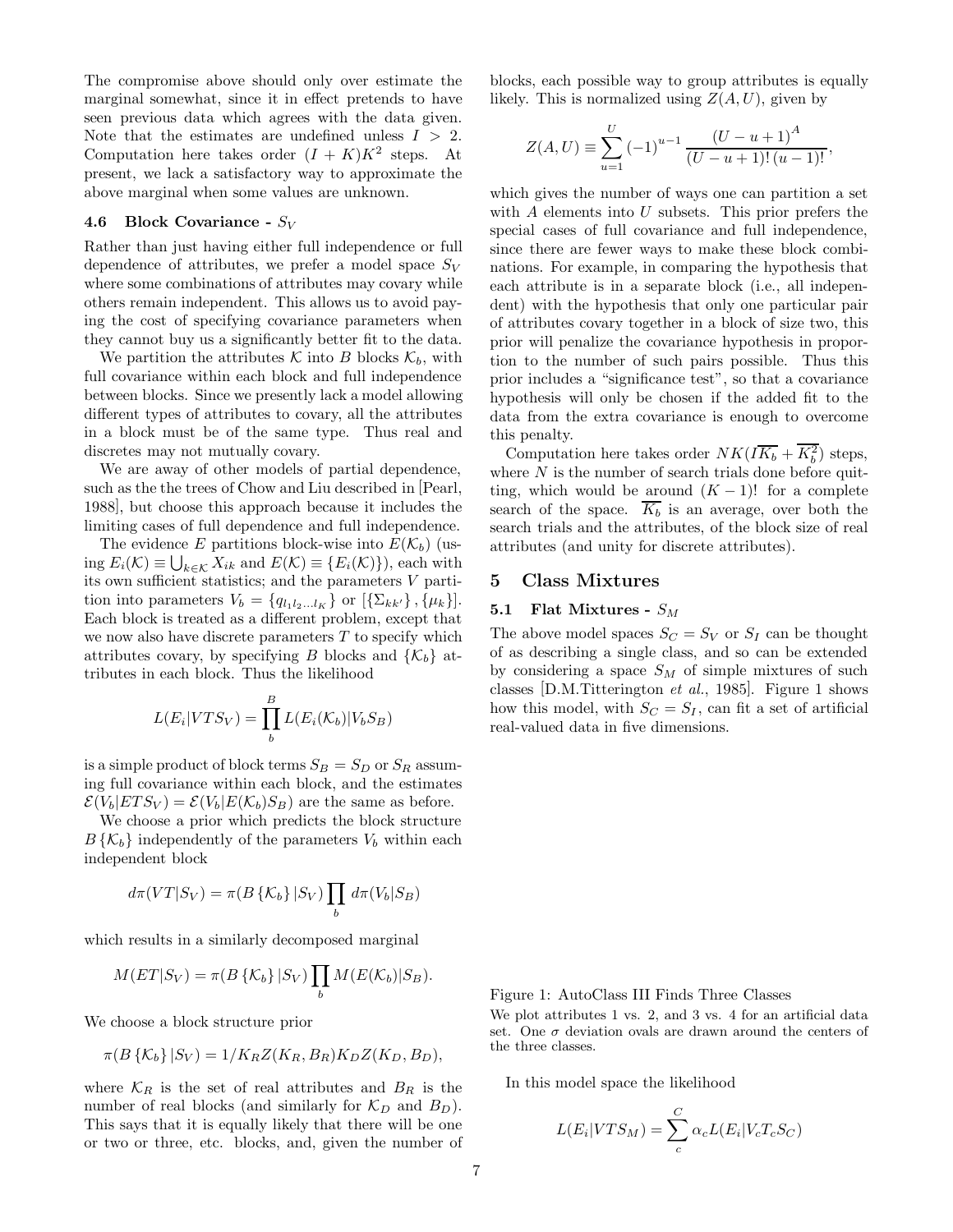The compromise above should only over estimate the marginal somewhat, since it in effect pretends to have seen previous data which agrees with the data given. Note that the estimates are undefined unless $I > 2$. Computation here takes order $(I+K)K^2$ steps. At present, we lack a satisfactory way to approximate the above marginal when some values are unknown.

### 4.6 Block Covariance - $S_V$

Rather than just having either full independence or full dependence of attributes, we prefer a model space $S_V$ where some combinations of attributes may covary while others remain independent. This allows us to avoid paying the cost of specifying covariance parameters when they cannot buy us a significantly better fit to the data.

We partition the attributes $\mathcal{K}$ into $B$ blocks $\mathcal{K}_b$, with full covariance within each block and full independence between blocks. Since we presently lack a model allowing different types of attributes to covary, all the attributes in a block must be of the same type. Thus real and discretes may not mutually covary.

We are away of other models of partial dependence, such as the the trees of Chow and Liu described in [Pearl, 1988], but choose this approach because it includes the limiting cases of full dependence and full independence.

The evidence $E$ partitions block-wise into $E(\mathcal{K}_b)$ (using $E_i(\mathcal{K}) \equiv \bigcup_{k\in\mathcal{K}} X_{ik}$ and $E(\mathcal{K}) \equiv \{E_i(\mathcal{K})\}$), each with its own sufficient statistics; and the parameters $V$ partition into parameters $V_b = \{q_{l_1 l_2 \ldots l_K}\}$ or $[\{\Sigma_{kk'}\}, \{\mu_k\}]$. Each block is treated as a different problem, except that we now also have discrete parameters $T$ to specify which attributes covary, by specifying $B$ blocks and $\{\mathcal{K}_b\}$ attributes in each block. Thus the likelihood

$$L(E_i|VTS_V) = \prod_b^B L(E_i(\mathcal{K}_b)|V_b S_B)$$

is a simple product of block terms $S_B = S_D$ or $S_R$ assuming full covariance within each block, and the estimates $\mathcal{E}(V_b|ETS_V) = \mathcal{E}(V_b|E(\mathcal{K}_b)S_B)$ are the same as before.

We choose a prior which predicts the block structure $B\{\mathcal{K}_b\}$ independently of the parameters $V_b$ within each independent block

$$d\pi(VT|S_V) = \pi(B\{\mathcal{K}_b\}|S_V)\prod_b d\pi(V_b|S_B)$$

which results in a similarly decomposed marginal

$$M(ET|S_V) = \pi(B\{\mathcal{K}_b\}|S_V)\prod_b M(E(\mathcal{K}_b)|S_B).$$

We choose a block structure prior

$$\pi(B\{\mathcal{K}_b\}|S_V) = 1/K_R Z(K_R, B_R) K_D Z(K_D, B_D),$$

where $\mathcal{K}_R$ is the set of real attributes and $B_R$ is the number of real blocks (and similarly for $\mathcal{K}_D$ and $B_D$). This says that it is equally likely that there will be one or two or three, etc. blocks, and, given the number of blocks, each possible way to group attributes is equally likely. This is normalized using $Z(A,U)$, given by

$$Z(A,U) \equiv \sum_{u=1}^{U} (-1)^{u-1} \frac{(U-u+1)^A}{(U-u+1)!\,(u-1)!},$$

which gives the number of ways one can partition a set with $A$ elements into $U$ subsets. This prior prefers the special cases of full covariance and full independence, since there are fewer ways to make these block combinations. For example, in comparing the hypothesis that each attribute is in a separate block (i.e., all independent) with the hypothesis that only one particular pair of attributes covary together in a block of size two, this prior will penalize the covariance hypothesis in proportion to the number of such pairs possible. Thus this prior includes a "significance test", so that a covariance hypothesis will only be chosen if the added fit to the data from the extra covariance is enough to overcome this penalty.

Computation here takes order $NK(I\overline{K_b} + \overline{K_b^2})$ steps, where $N$ is the number of search trials done before quitting, which would be around $(K-1)!$ for a complete search of the space. $\overline{K_b}$ is an average, over both the search trials and the attributes, of the block size of real attributes (and unity for discrete attributes).

## 5 Class Mixtures

### 5.1 Flat Mixtures - $S_M$

The above model spaces $S_C = S_V$ or $S_I$ can be thought of as describing a single class, and so can be extended by considering a space $S_M$ of simple mixtures of such classes [D.M.Titterington *et al.*, 1985]. Figure 1 shows how this model, with $S_C = S_I$, can fit a set of artificial real-valued data in five dimensions.

Figure 1: AutoClass III Finds Three Classes

We plot attributes 1 vs. 2, and 3 vs. 4 for an artificial data set. One $\sigma$ deviation ovals are drawn around the centers of the three classes.

In this model space the likelihood

$$L(E_i|VTS_M) = \sum_c^C \alpha_c L(E_i|V_c T_c S_C)$$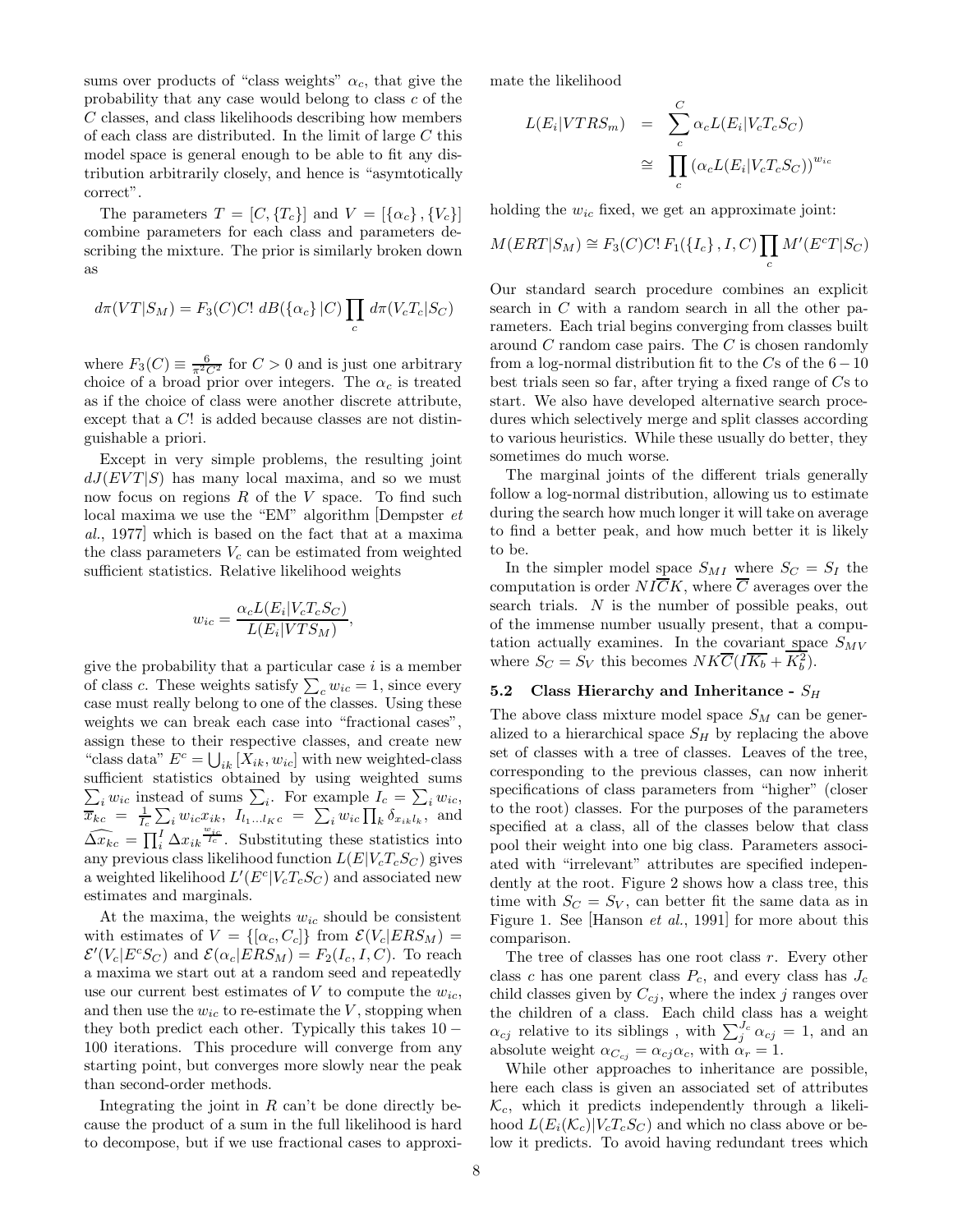sums over products of "class weights" $\alpha_c$, that give the probability that any case would belong to class $c$ of the $C$ classes, and class likelihoods describing how members of each class are distributed. In the limit of large $C$ this model space is general enough to be able to fit any distribution arbitrarily closely, and hence is "asymtotically correct".

The parameters $T = [C, \{T_c\}]$ and $V = [\{\alpha_c\}, \{V_c\}]$ combine parameters for each class and parameters describing the mixture. The prior is similarly broken down as

$$d\pi(VT|S_M) = F_3(C) C!\ dB(\{\alpha_c\}|C) \prod_c d\pi(V_c T_c|S_C)$$

where $F_3(C) \equiv \frac{6}{\pi^2 C^2}$ for $C > 0$ and is just one arbitrary choice of a broad prior over integers. The $\alpha_c$ is treated as if the choice of class were another discrete attribute, except that a $C!$ is added because classes are not distinguishable a priori.

Except in very simple problems, the resulting joint $dJ(EVT|S)$ has many local maxima, and so we must now focus on regions $R$ of the $V$ space. To find such local maxima we use the "EM" algorithm [Dempster *et al.*, 1977] which is based on the fact that at a maxima the class parameters $V_c$ can be estimated from weighted sufficient statistics. Relative likelihood weights

$$w_{ic} = \frac{\alpha_c L(E_i|V_c T_c S_C)}{L(E_i|VTS_M)},$$

give the probability that a particular case $i$ is a member of class $c$. These weights satisfy $\sum_c w_{ic} = 1$, since every case must really belong to one of the classes. Using these weights we can break each case into "fractional cases", assign these to their respective classes, and create new "class data" $E^c = \bigcup_{ik} [X_{ik}, w_{ic}]$ with new weighted-class sufficient statistics obtained by using weighted sums $\sum_i w_{ic}$ instead of sums $\sum_i$. For example $I_c = \sum_i w_{ic}$, $\overline{x}_{kc} = \frac{1}{I_c} \sum_i w_{ic} x_{ik}$, $I_{l_1 \ldots l_K c} = \sum_i w_{ic} \prod_k \delta_{x_{ik} l_k}$, and $\widehat{\Delta x}_{kc} = \prod_i^I \Delta x_{ik}^{\frac{w_{ic}}{I_c}}$. Substituting these statistics into any previous class likelihood function $L(E|V_c T_c S_C)$ gives a weighted likelihood $L'(E^c|V_c T_c S_C)$ and associated new estimates and marginals.

At the maxima, the weights $w_{ic}$ should be consistent with estimates of $V = \{[\alpha_c, C_c]\}$ from $\mathcal{E}(V_c|ERS_M) = \mathcal{E}'(V_c|E^c S_C)$ and $\mathcal{E}(\alpha_c|ERS_M) = F_2(I_c, I, C)$. To reach a maxima we start out at a random seed and repeatedly use our current best estimates of $V$ to compute the $w_{ic}$, and then use the $w_{ic}$ to re-estimate the $V$, stopping when they both predict each other. Typically this takes $10 - 100$ iterations. This procedure will converge from any starting point, but converges more slowly near the peak than second-order methods.

Integrating the joint in $R$ can't be done directly because the product of a sum in the full likelihood is hard to decompose, but if we use fractional cases to approximate the likelihood

$$\begin{aligned} L(E_i|VTRS_m) &= \sum_c^C \alpha_c L(E_i|V_c T_c S_C) \\ &\cong \prod_c (\alpha_c L(E_i|V_c T_c S_C))^{w_{ic}} \end{aligned}$$

holding the $w_{ic}$ fixed, we get an approximate joint:

$$M(ERT|S_M) \cong F_3(C) C!\, F_1(\{I_c\}, I, C) \prod_c M'(E^c T|S_C)$$

Our standard search procedure combines an explicit search in $C$ with a random search in all the other parameters. Each trial begins converging from classes built around $C$ random case pairs. The $C$ is chosen randomly from a log-normal distribution fit to the $C$s of the $6-10$ best trials seen so far, after trying a fixed range of $C$s to start. We also have developed alternative search procedures which selectively merge and split classes according to various heuristics. While these usually do better, they sometimes do much worse.

The marginal joints of the different trials generally follow a log-normal distribution, allowing us to estimate during the search how much longer it will take on average to find a better peak, and how much better it is likely to be.

In the simpler model space $S_{MI}$ where $S_C = S_I$ the computation is order $NI\overline{C}K$, where $\overline{C}$ averages over the search trials. $N$ is the number of possible peaks, out of the immense number usually present, that a computation actually examines. In the covariant space $S_{MV}$ where $S_C = S_V$ this becomes $NK\overline{C}(I\overline{K_b} + \overline{K_b^2})$.

### 5.2 Class Hierarchy and Inheritance - $S_H$

The above class mixture model space $S_M$ can be generalized to a hierarchical space $S_H$ by replacing the above set of classes with a tree of classes. Leaves of the tree, corresponding to the previous classes, can now inherit specifications of class parameters from "higher" (closer to the root) classes. For the purposes of the parameters specified at a class, all of the classes below that class pool their weight into one big class. Parameters associated with "irrelevant" attributes are specified independently at the root. Figure 2 shows how a class tree, this time with $S_C = S_V$, can better fit the same data as in Figure 1. See [Hanson *et al.*, 1991] for more about this comparison.

The tree of classes has one root class $r$. Every other class $c$ has one parent class $P_c$, and every class has $J_c$ child classes given by $C_{cj}$, where the index $j$ ranges over the children of a class. Each child class has a weight $\alpha_{cj}$ relative to its siblings , with $\sum_j^{J_c} \alpha_{cj} = 1$, and an absolute weight $\alpha_{C_{cj}} = \alpha_{cj} \alpha_c$, with $\alpha_r = 1$.

While other approaches to inheritance are possible, here each class is given an associated set of attributes $\mathcal{K}_c$, which it predicts independently through a likelihood $L(E_i(\mathcal{K}_c)|V_c T_c S_C)$ and which no class above or below it predicts. To avoid having redundant trees which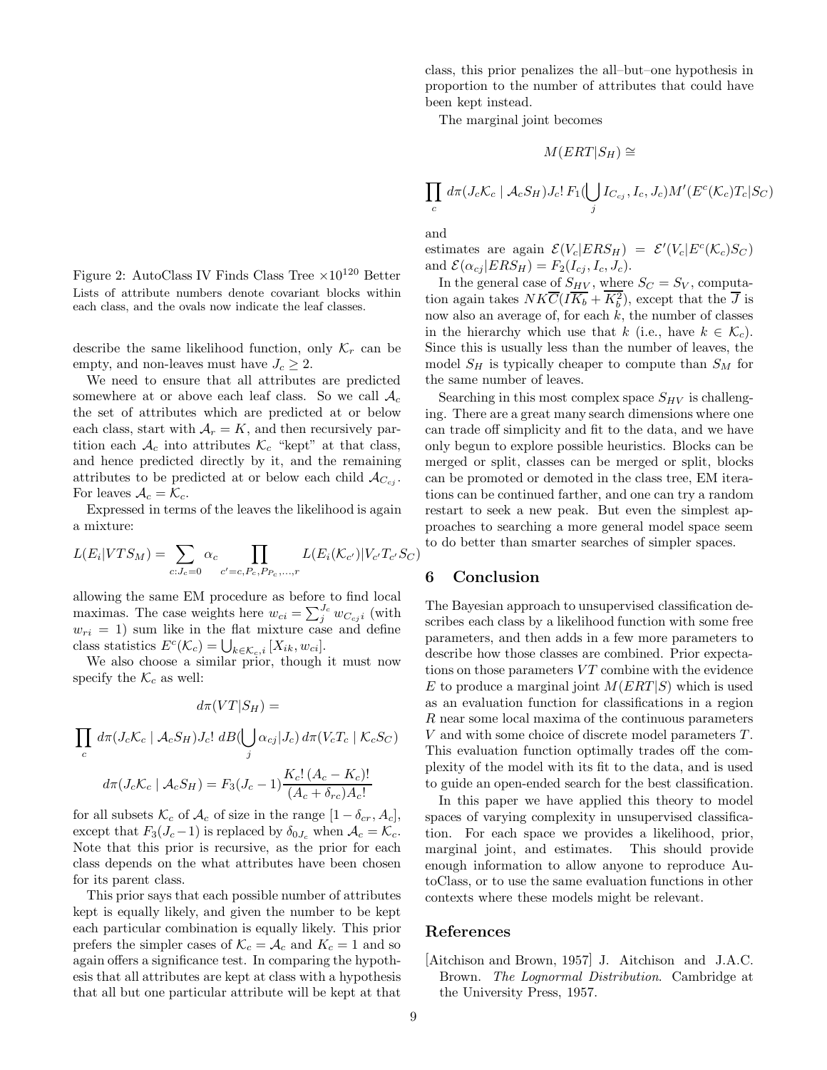Figure 2: AutoClass IV Finds Class Tree $\times 10^{120}$ Better
Lists of attribute numbers denote covariant blocks within each class, and the ovals now indicate the leaf classes.

describe the same likelihood function, only $\mathcal{K}_r$ can be empty, and non-leaves must have $J_c \geq 2$.

We need to ensure that all attributes are predicted somewhere at or above each leaf class. So we call $\mathcal{A}_c$ the set of attributes which are predicted at or below each class, start with $\mathcal{A}_r = K$, and then recursively partition each $\mathcal{A}_c$ into attributes $\mathcal{K}_c$ "kept" at that class, and hence predicted directly by it, and the remaining attributes to be predicted at or below each child $\mathcal{A}_{C_{cj}}$. For leaves $\mathcal{A}_c = \mathcal{K}_c$.

Expressed in terms of the leaves the likelihood is again a mixture:

$$L(E_i|VTS_M) = \sum_{c:J_c=0} \alpha_c \prod_{c'=c,P_c,P_{P_c},\ldots,r} L(E_i(\mathcal{K}_{c'})|V_{c'}T_{c'}S_C)$$

allowing the same EM procedure as before to find local maximas. The case weights here $w_{ci} = \sum_j^{J_c} w_{C_{cj}i}$ (with $w_{ri} = 1$) sum like in the flat mixture case and define class statistics $E^c(\mathcal{K}_c) = \bigcup_{k \in \mathcal{K}_c, i} [X_{ik}, w_{ci}]$.

We also choose a similar prior, though it must now specify the $\mathcal{K}_c$ as well:

$$d\pi(VT|S_H) =$$

$$\prod_c d\pi(J_c\mathcal{K}_c \mid \mathcal{A}_c S_H) J_c! \; dB(\bigcup_j \alpha_{cj}|J_c) \; d\pi(V_c T_c \mid \mathcal{K}_c S_C)$$

$$d\pi(J_c\mathcal{K}_c \mid \mathcal{A}_c S_H) = F_3(J_c - 1) \frac{K_c! \, (A_c - K_c)!}{(A_c + \delta_{rc}) A_c!}$$

for all subsets $\mathcal{K}_c$ of $\mathcal{A}_c$ of size in the range $[1 - \delta_{cr}, A_c]$, except that $F_3(J_c - 1)$ is replaced by $\delta_{0J_c}$ when $\mathcal{A}_c = \mathcal{K}_c$. Note that this prior is recursive, as the prior for each class depends on the what attributes have been chosen for its parent class.

This prior says that each possible number of attributes kept is equally likely, and given the number to be kept each particular combination is equally likely. This prior prefers the simpler cases of $\mathcal{K}_c = \mathcal{A}_c$ and $K_c = 1$ and so again offers a significance test. In comparing the hypothesis that all attributes are kept at class with a hypothesis that all but one particular attribute will be kept at that class, this prior penalizes the all–but–one hypothesis in proportion to the number of attributes that could have been kept instead.

The marginal joint becomes

$$M(ERT|S_H) \cong$$

$$\prod_c d\pi(J_c\mathcal{K}_c \mid \mathcal{A}_c S_H) J_c! \, F_1(\bigcup_j I_{C_{cj}}, I_c, J_c) M'(E^c(\mathcal{K}_c) T_c|S_C)$$

and

estimates are again $\mathcal{E}(V_c|ERS_H) = \mathcal{E}'(V_c|E^c(\mathcal{K}_c)S_C)$ and $\mathcal{E}(\alpha_{cj}|ERS_H) = F_2(I_{cj}, I_c, J_c)$.

In the general case of $S_{HV}$, where $S_C = S_V$, computation again takes $NK\overline{C}(I\overline{K_b} + \overline{K_b^2})$, except that the $\overline{J}$ is now also an average of, for each $k$, the number of classes in the hierarchy which use that $k$ (i.e., have $k \in \mathcal{K}_c$). Since this is usually less than the number of leaves, the model $S_H$ is typically cheaper to compute than $S_M$ for the same number of leaves.

Searching in this most complex space $S_{HV}$ is challenging. There are a great many search dimensions where one can trade off simplicity and fit to the data, and we have only begun to explore possible heuristics. Blocks can be merged or split, classes can be merged or split, blocks can be promoted or demoted in the class tree, EM iterations can be continued farther, and one can try a random restart to seek a new peak. But even the simplest approaches to searching a more general model space seem to do better than smarter searches of simpler spaces.

## 6 Conclusion

The Bayesian approach to unsupervised classification describes each class by a likelihood function with some free parameters, and then adds in a few more parameters to describe how those classes are combined. Prior expectations on those parameters $VT$ combine with the evidence $E$ to produce a marginal joint $M(ERT|S)$ which is used as an evaluation function for classifications in a region $R$ near some local maxima of the continuous parameters $V$ and with some choice of discrete model parameters $T$. This evaluation function optimally trades off the complexity of the model with its fit to the data, and is used to guide an open-ended search for the best classification.

In this paper we have applied this theory to model spaces of varying complexity in unsupervised classification. For each space we provides a likelihood, prior, marginal joint, and estimates. This should provide enough information to allow anyone to reproduce AutoClass, or to use the same evaluation functions in other contexts where these models might be relevant.

## References

[Aitchison and Brown, 1957] J. Aitchison and J.A.C. Brown. *The Lognormal Distribution*. Cambridge at the University Press, 1957.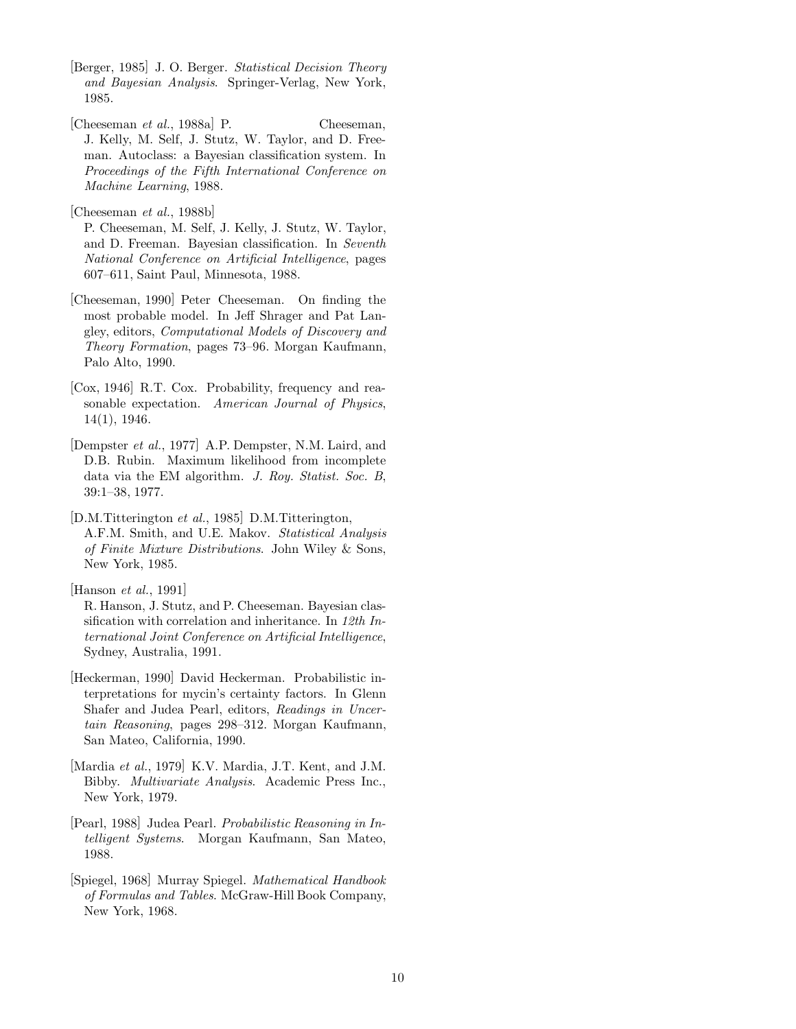[Berger, 1985] J. O. Berger. *Statistical Decision Theory and Bayesian Analysis*. Springer-Verlag, New York, 1985.

[Cheeseman *et al.*, 1988a] P. Cheeseman, J. Kelly, M. Self, J. Stutz, W. Taylor, and D. Freeman. Autoclass: a Bayesian classification system. In *Proceedings of the Fifth International Conference on Machine Learning*, 1988.

[Cheeseman *et al.*, 1988b] P. Cheeseman, M. Self, J. Kelly, J. Stutz, W. Taylor, and D. Freeman. Bayesian classification. In *Seventh National Conference on Artificial Intelligence*, pages 607–611, Saint Paul, Minnesota, 1988.

[Cheeseman, 1990] Peter Cheeseman. On finding the most probable model. In Jeff Shrager and Pat Langley, editors, *Computational Models of Discovery and Theory Formation*, pages 73–96. Morgan Kaufmann, Palo Alto, 1990.

[Cox, 1946] R.T. Cox. Probability, frequency and reasonable expectation. *American Journal of Physics*, 14(1), 1946.

[Dempster *et al.*, 1977] A.P. Dempster, N.M. Laird, and D.B. Rubin. Maximum likelihood from incomplete data via the EM algorithm. *J. Roy. Statist. Soc. B*, 39:1–38, 1977.

[D.M.Titterington *et al.*, 1985] D.M.Titterington, A.F.M. Smith, and U.E. Makov. *Statistical Analysis of Finite Mixture Distributions*. John Wiley & Sons, New York, 1985.

[Hanson *et al.*, 1991] R. Hanson, J. Stutz, and P. Cheeseman. Bayesian classification with correlation and inheritance. In *12th International Joint Conference on Artificial Intelligence*, Sydney, Australia, 1991.

[Heckerman, 1990] David Heckerman. Probabilistic interpretations for mycin's certainty factors. In Glenn Shafer and Judea Pearl, editors, *Readings in Uncertain Reasoning*, pages 298–312. Morgan Kaufmann, San Mateo, California, 1990.

[Mardia *et al.*, 1979] K.V. Mardia, J.T. Kent, and J.M. Bibby. *Multivariate Analysis*. Academic Press Inc., New York, 1979.

[Pearl, 1988] Judea Pearl. *Probabilistic Reasoning in Intelligent Systems*. Morgan Kaufmann, San Mateo, 1988.

[Spiegel, 1968] Murray Spiegel. *Mathematical Handbook of Formulas and Tables*. McGraw-Hill Book Company, New York, 1968.